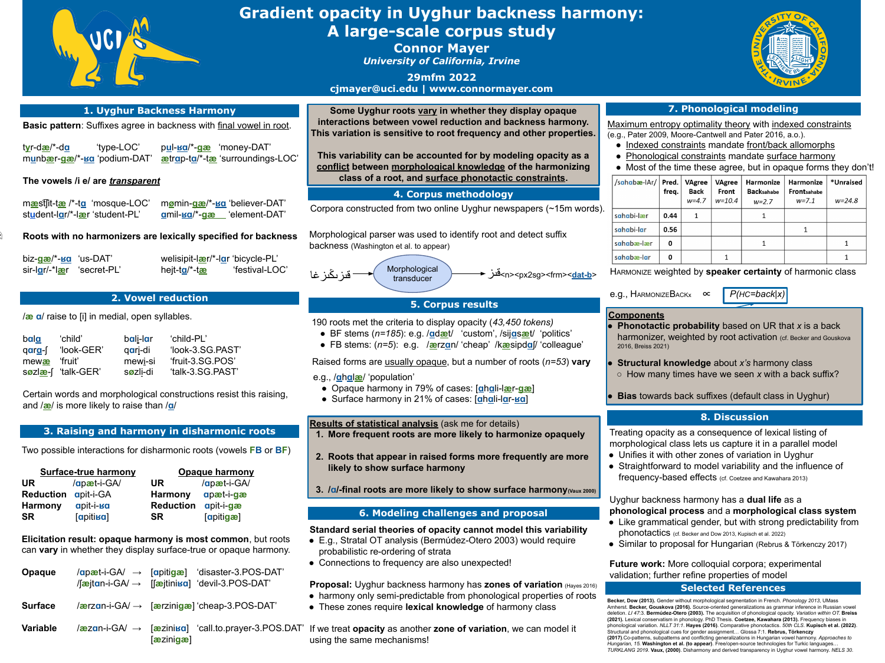# Gradient opacity in Uyghur backness harmony: A large-scale corpus study

**Connor Mayer**

*University of California, Irvine*

**29mfm 2022**

**cjmayer@uci.edu | www.connormayer.com**

## 1. Uyghur Backness Harmony

**Basic pattern**: Suffixes agree in backness with final vowel in root.

tyr-dæ/*-dɑ 'type-LOC' pul-ʁɑ/*-gæ 'money-DAT'
munbær-gæ/*-ʁɑ 'podium-DAT' ætrɑp-tɑ/*-tæ 'surroundings-LOC'

**The vowels /i e/ are *transparent***

mæstʃit-tæ /*-tɑ 'mosque-LOC' mømin-gæ/*-ʁɑ 'believer-DAT'
student-lɑr/*-lær 'student-PL' ɑmil-ʁɑ/*-gæ 'element-DAT'

**Roots with no harmonizers are lexically specified for backness**

biz-gæ/*-ʁɑ 'us-DAT' welisipit-lær/*-lɑr 'bicycle-PL'
sir-lɑr/*-lær 'secret-PL' hejt-tɑ/*-tæ 'festival-LOC'

## 2. Vowel reduction

/æ ɑ/ raise to [i] in medial, open syllables.

| | | | |
|---|---|---|---|
| bɑlɑ | 'child' | bɑli-lɑr | 'child-PL' |
| qɑrɑ-ʃ | 'look-GER' | qɑri-di | 'look-3.SG.PAST' |
| mewæ | 'fruit' | mewi-si | 'fruit-3.SG.POS' |
| søzlæ-ʃ | 'talk-GER' | søzli-di | 'talk-3.SG.PAST' |

Certain words and morphological constructions resist this raising, and /æ/ is more likely to raise than /ɑ/

## 3. Raising and harmony in disharmonic roots

Two possible interactions for disharmonic roots (vowels FB or BF)

| Surface-true harmony | | Opaque harmony | |
|---|---|---|---|
| UR | /ɑpæt-i-GA/ | UR | /ɑpæt-i-GA/ |
| Reduction | ɑpit-i-GA | Harmony | ɑpæt-i-gæ |
| Harmony | ɑpit-i-ʁɑ | Reduction | ɑpit-i-gæ |
| SR | [ɑpitiʁɑ] | SR | [ɑpitigæ] |

**Elicitation result: opaque harmony is most common**, but roots can **vary** in whether they display surface-true or opaque harmony.

| | | | |
|---|---|---|---|
| **Opaque** | /ɑpæt-i-GA/ → | [ɑpitigæ] | 'disaster-3.POS-DAT' |
| | /ʃæjtɑn-i-GA/ → | [ʃæjtiniʁɑ] | 'devil-3.POS-DAT' |
| **Surface** | /ærzɑn-i-GA/ → | [ærzinigæ] | 'cheap-3.POS-DAT' |
| **Variable** | /æzɑn-i-GA/ → | [æziniʁɑ] [æzinigæ] | 'call.to.prayer-3.POS.DAT' |

**Some Uyghur roots vary in whether they display opaque interactions between vowel reduction and backness harmony. This variation is sensitive to root frequency and other properties.**

**This variability can be accounted for by modeling opacity as a conflict between morphological knowledge of the harmonizing class of a root, and surface phonotactic constraints.**

## 4. Corpus methodology

Corpora constructed from two online Uyghur newspapers (~15m words).

Morphological parser was used to identify root and detect suffix backness (Washington et al. to appear)

قىزىڭىزغا → Morphological transducer → قىز<n><px2sg><frm><dat-b>

## 5. Corpus results

190 roots met the criteria to display opacity (*43,450 tokens*)

- BF stems (*n=185*): e.g. /ɑdæt/ 'custom', /sijɑsæt/ 'politics'
- FB stems: (*n=5*): e.g. /ærzɑn/ 'cheap' /kæsipdɑʃ/ 'colleague'

Raised forms are usually opaque, but a number of roots (*n=53*) **vary**

e.g., /ɑhɑlæ/ 'population'

- Opaque harmony in 79% of cases: [ɑhɑli-lær-gæ]
- Surface harmony in 21% of cases: [ɑhɑli-lɑr-ʁɑ]

**Results of statistical analysis** (ask me for details)

1. **More frequent roots are more likely to harmonize opaquely**
2. **Roots that appear in raised forms more frequently are more likely to show surface harmony**
3. **/ɑ/-final roots are more likely to show surface harmony** (Vaux 2000)

## 6. Modeling challenges and proposal

**Standard serial theories of opacity cannot model this variability**

- E.g., Stratal OT analysis (Bermúdez-Otero 2003) would require probabilistic re-ordering of strata
- Connections to frequency are also unexpected!

**Proposal:** Uyghur backness harmony has **zones of variation** (Hayes 2016)

- harmony only semi-predictable from phonological properties of roots
- These zones require **lexical knowledge** of harmony class

If we treat **opacity** as another **zone of variation**, we can model it using the same mechanisms!

## 7. Phonological modeling

Maximum entropy optimality theory with indexed constraints (e.g., Pater 2009, Moore-Cantwell and Pater 2016, a.o.).

- Indexed constraints mandate front/back allomorphs
- Phonological constraints mandate surface harmony
- Most of the time these agree, but in opaque forms they don't!

| /sahabæ-lAr/ | Pred. freq. | VAgree Back w=4.7 | VAgree Front w=10.4 | Harmonize Back$_{sahabe}$ w=2.7 | Harmonize Front$_{sahabe}$ w=7.1 | *Unraised w=24.8 |
|---|---|---|---|---|---|---|
| sahabi-lær | **0.44** | 1 | | 1 | | |
| sahabi-lɑr | **0.56** | | | | 1 | |
| sahabæ-lær | **0** | | | 1 | | 1 |
| sahabæ-lɑr | **0** | | 1 | | | 1 |

HARMONIZE weighted by **speaker certainty** of harmonic class

e.g., HARMONIZEBACK$_x$ ∝ $P(HC{=}back|x)$

**Components**

- **Phonotactic probability** based on UR that *x* is a back harmonizer, weighted by root activation (cf. Becker and Gouskova 2016, Breiss 2021)
- **Structural knowledge** about *x's* harmony class
  - How many times have we seen *x* with a back suffix?
- **Bias** towards back suffixes (default class in Uyghur)

## 8. Discussion

Treating opacity as a consequence of lexical listing of morphological class lets us capture it in a parallel model

- Unifies it with other zones of variation in Uyghur
- Straightforward to model variability and the influence of frequency-based effects (cf. Coetzee and Kawahara 2013)

Uyghur backness harmony has a **dual life** as a **phonological process** and a **morphological class system**

- Like grammatical gender, but with strong predictability from phonotactics (cf. Becker and Dow 2013, Kupisch et al. 2022)
- Similar to proposal for Hungarian (Rebrus & Törkenczy 2017)

**Future work:** More colloquial corpora; experimental validation; further refine properties of model

## Selected References

**Becker, Dow (2013).** Gender without morphological segmentation in French. *Phonology 2013*, UMass Amherst. **Becker, Gouskova (2016).** Source-oriented generalizations as grammar inference in Russian vowel deletion. *LI 47:3*. **Bermúdez-Otero (2003).** The acquisition of phonological opacity. *Variation within OT.* **Breiss (2021).** Lexical conservatism in phonology. PhD Thesis. **Coetzee, Kawahara (2013).** Frequency biases in phonological variation. *NLLT 31:1*. **Hayes (2016).** Comparative phonotactics. *50th CLS*. **Kupisch et al. (2022).** Structural and phonological cues for gender assignment… Glossa 7:1. **Rebrus, Törkenczy (2017).** Co-patterns, subpatterns and conflicting generalizations in Hungarian vowel harmony. *Approaches to Hungarian, 15*. **Washington et al. (to appear).** Free/open-source technologies for Turkic languages… *TURKLANG 2019*. **Vaux, (2000).** Disharmony and derived transparency in Uyghur vowel harmony. *NELS 30.*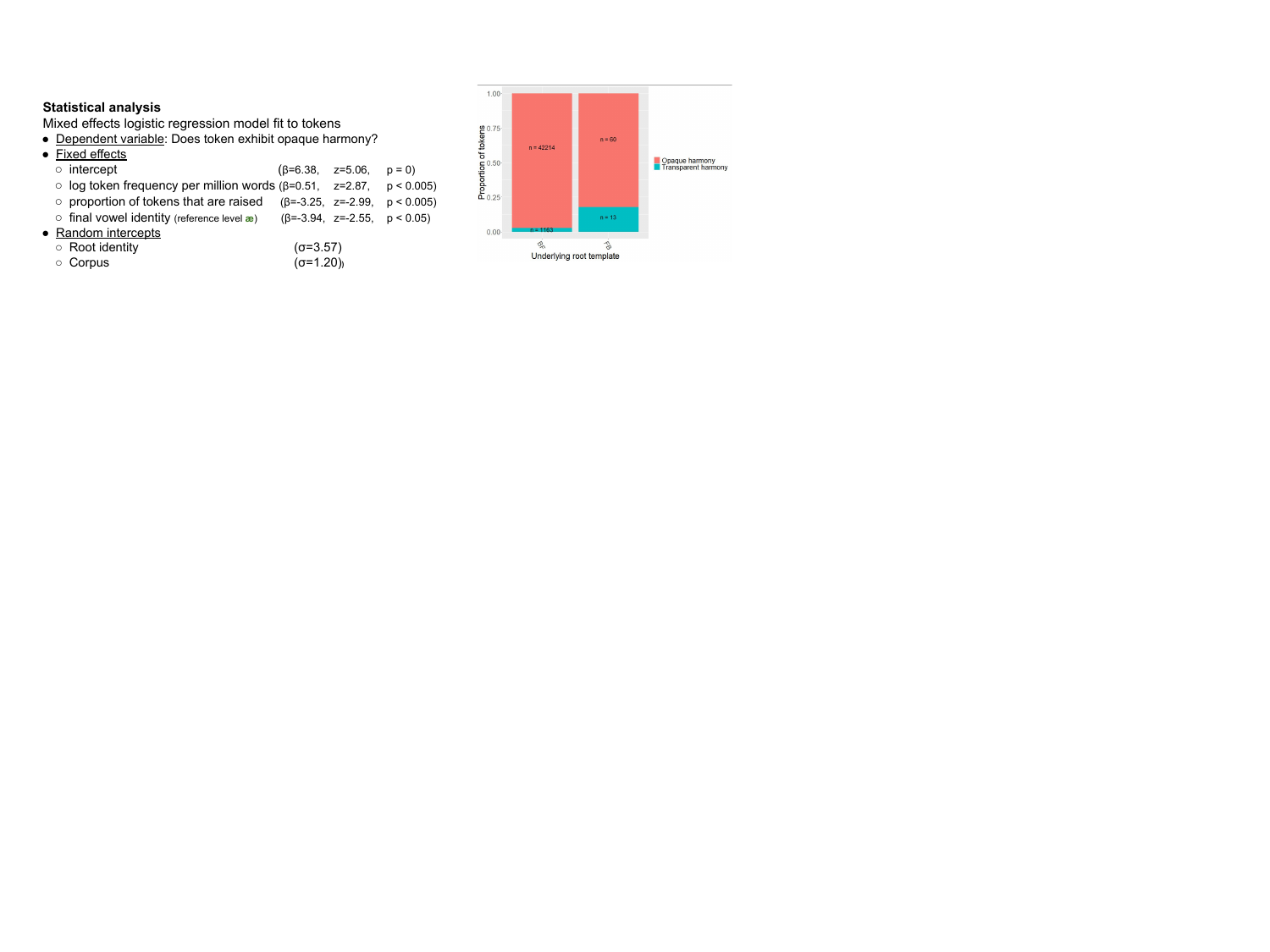**Statistical analysis**

Mixed effects logistic regression model fit to tokens

- Dependent variable: Does token exhibit opaque harmony?
- Fixed effects
  - intercept ($\beta$=6.38, z=5.06, p = 0)
  - log token frequency per million words ($\beta$=0.51, z=2.87, $p < 0.005$)
  - proportion of tokens that are raised ($\beta$=-3.25, z=-2.99, $p < 0.005$)
  - final vowel identity (reference level æ) ($\beta$=-3.94, z=-2.55, $p < 0.05$)
- Random intercepts
  - Root identity ($\sigma$=3.57)
  - Corpus ($\sigma$=1.20)

Proportion of tokens

1.00
0.75
0.50
0.25
0.00

n = 42214
n = 1163
n = 60
n = 13

BF
FB

Underlying root template

Opaque harmony
Transparent harmony